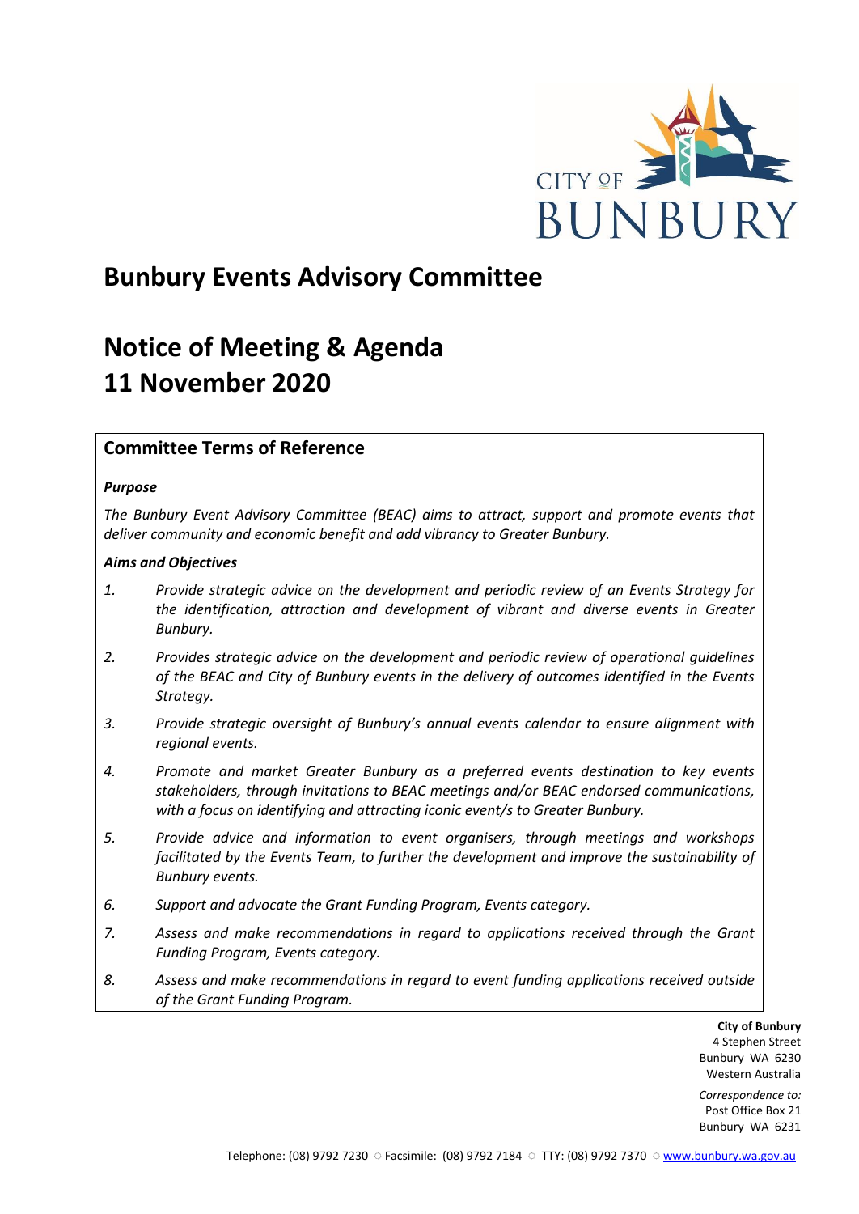# Bunbury Events Advisory Committee

# Notice of Meeting & Agenda
# 11 November 2020

## Committee Terms of Reference

***Purpose***

*The Bunbury Event Advisory Committee (BEAC) aims to attract, support and promote events that deliver community and economic benefit and add vibrancy to Greater Bunbury.*

***Aims and Objectives***

1. *Provide strategic advice on the development and periodic review of an Events Strategy for the identification, attraction and development of vibrant and diverse events in Greater Bunbury.*
2. *Provides strategic advice on the development and periodic review of operational guidelines of the BEAC and City of Bunbury events in the delivery of outcomes identified in the Events Strategy.*
3. *Provide strategic oversight of Bunbury's annual events calendar to ensure alignment with regional events.*
4. *Promote and market Greater Bunbury as a preferred events destination to key events stakeholders, through invitations to BEAC meetings and/or BEAC endorsed communications, with a focus on identifying and attracting iconic event/s to Greater Bunbury.*
5. *Provide advice and information to event organisers, through meetings and workshops facilitated by the Events Team, to further the development and improve the sustainability of Bunbury events.*
6. *Support and advocate the Grant Funding Program, Events category.*
7. *Assess and make recommendations in regard to applications received through the Grant Funding Program, Events category.*
8. *Assess and make recommendations in regard to event funding applications received outside of the Grant Funding Program.*

**City of Bunbury**
4 Stephen Street
Bunbury WA 6230
Western Australia

*Correspondence to:*
Post Office Box 21
Bunbury WA 6231

Telephone: (08) 9792 7230 ○ Facsimile: (08) 9792 7184 ○ TTY: (08) 9792 7370 ○ www.bunbury.wa.gov.au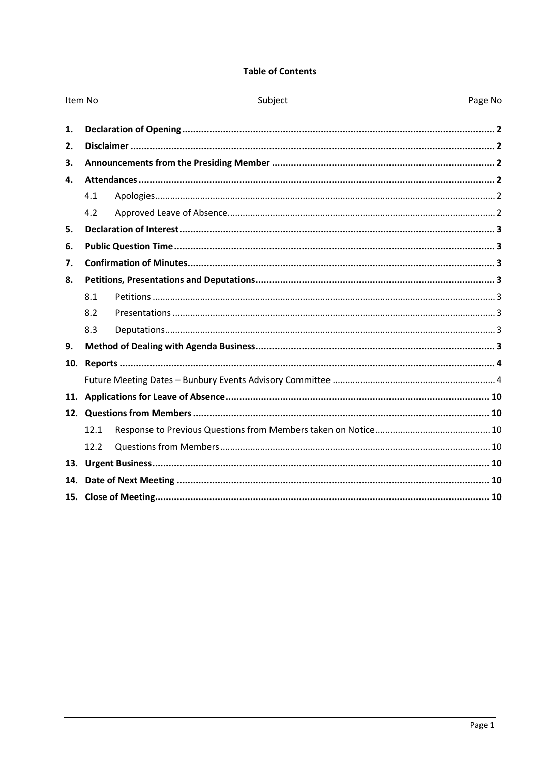**Table of Contents**

| Item No | | Subject | Page No |
|---|---|---|---|
| **1.** | **Declaration of Opening** | | **2** |
| **2.** | **Disclaimer** | | **2** |
| **3.** | **Announcements from the Presiding Member** | | **2** |
| **4.** | **Attendances** | | **2** |
| | 4.1 | Apologies | 2 |
| | 4.2 | Approved Leave of Absence | 2 |
| **5.** | **Declaration of Interest** | | **3** |
| **6.** | **Public Question Time** | | **3** |
| **7.** | **Confirmation of Minutes** | | **3** |
| **8.** | **Petitions, Presentations and Deputations** | | **3** |
| | 8.1 | Petitions | 3 |
| | 8.2 | Presentations | 3 |
| | 8.3 | Deputations | 3 |
| **9.** | **Method of Dealing with Agenda Business** | | **3** |
| **10.** | **Reports** | | **4** |
| | Future Meeting Dates – Bunbury Events Advisory Committee | | 4 |
| **11.** | **Applications for Leave of Absence** | | **10** |
| **12.** | **Questions from Members** | | **10** |
| | 12.1 | Response to Previous Questions from Members taken on Notice | 10 |
| | 12.2 | Questions from Members | 10 |
| **13.** | **Urgent Business** | | **10** |
| **14.** | **Date of Next Meeting** | | **10** |
| **15.** | **Close of Meeting** | | **10** |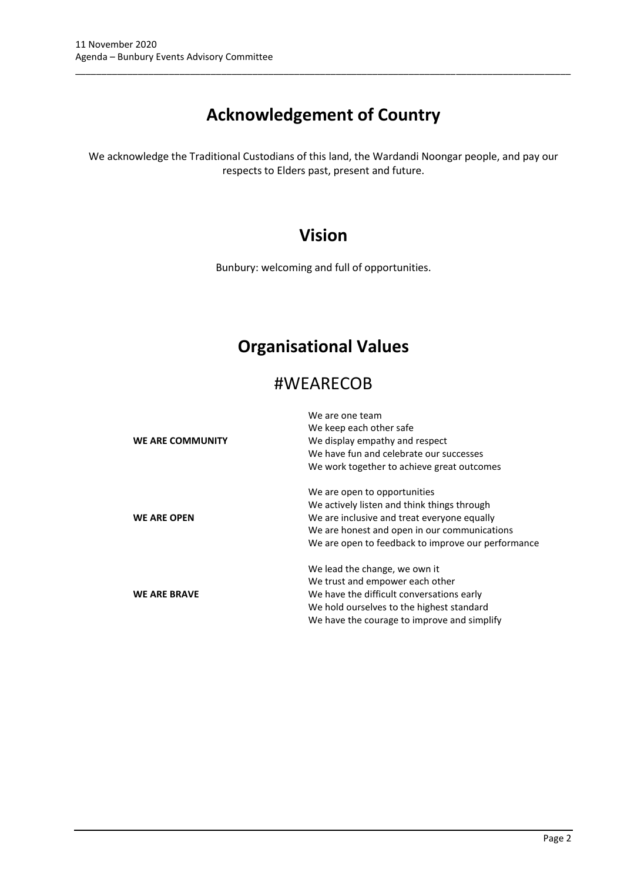# Acknowledgement of Country

We acknowledge the Traditional Custodians of this land, the Wardandi Noongar people, and pay our respects to Elders past, present and future.

# Vision

Bunbury: welcoming and full of opportunities.

# Organisational Values

## #WEARECOB

| | |
|---|---|
| **WE ARE COMMUNITY** | We are one team<br>We keep each other safe<br>We display empathy and respect<br>We have fun and celebrate our successes<br>We work together to achieve great outcomes |
| **WE ARE OPEN** | We are open to opportunities<br>We actively listen and think things through<br>We are inclusive and treat everyone equally<br>We are honest and open in our communications<br>We are open to feedback to improve our performance |
| **WE ARE BRAVE** | We lead the change, we own it<br>We trust and empower each other<br>We have the difficult conversations early<br>We hold ourselves to the highest standard<br>We have the courage to improve and simplify |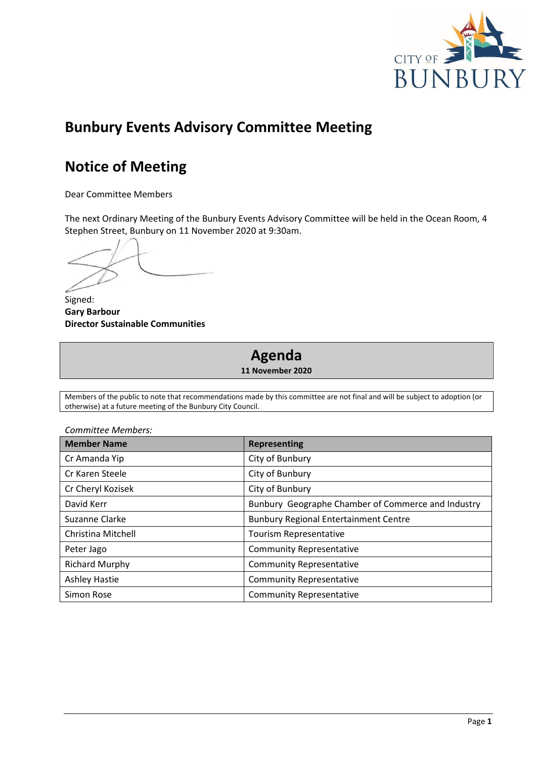# Bunbury Events Advisory Committee Meeting

# Notice of Meeting

Dear Committee Members

The next Ordinary Meeting of the Bunbury Events Advisory Committee will be held in the Ocean Room, 4 Stephen Street, Bunbury on 11 November 2020 at 9:30am.

Signed:
**Gary Barbour**
**Director Sustainable Communities**

## Agenda

**11 November 2020**

Members of the public to note that recommendations made by this committee are not final and will be subject to adoption (or otherwise) at a future meeting of the Bunbury City Council.

*Committee Members:*

| Member Name | Representing |
|---|---|
| Cr Amanda Yip | City of Bunbury |
| Cr Karen Steele | City of Bunbury |
| Cr Cheryl Kozisek | City of Bunbury |
| David Kerr | Bunbury Geographe Chamber of Commerce and Industry |
| Suzanne Clarke | Bunbury Regional Entertainment Centre |
| Christina Mitchell | Tourism Representative |
| Peter Jago | Community Representative |
| Richard Murphy | Community Representative |
| Ashley Hastie | Community Representative |
| Simon Rose | Community Representative |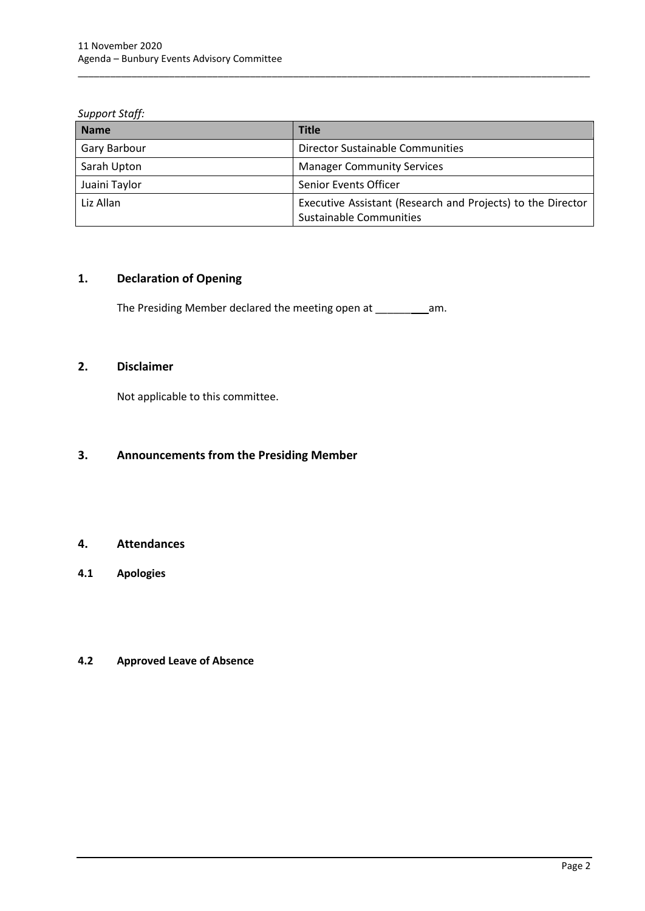*Support Staff:*

| Name | Title |
|---|---|
| Gary Barbour | Director Sustainable Communities |
| Sarah Upton | Manager Community Services |
| Juaini Taylor | Senior Events Officer |
| Liz Allan | Executive Assistant (Research and Projects) to the Director Sustainable Communities |

## 1. Declaration of Opening

The Presiding Member declared the meeting open at _________am.

## 2. Disclaimer

Not applicable to this committee.

## 3. Announcements from the Presiding Member

## 4. Attendances

### 4.1 Apologies

### 4.2 Approved Leave of Absence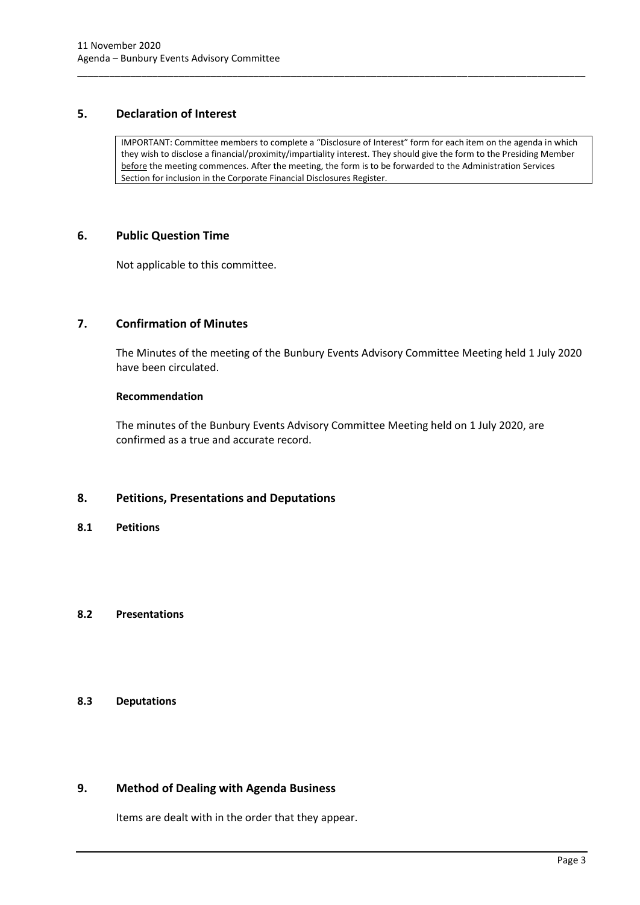## 5. Declaration of Interest

IMPORTANT: Committee members to complete a "Disclosure of Interest" form for each item on the agenda in which they wish to disclose a financial/proximity/impartiality interest. They should give the form to the Presiding Member before the meeting commences. After the meeting, the form is to be forwarded to the Administration Services Section for inclusion in the Corporate Financial Disclosures Register.

## 6. Public Question Time

Not applicable to this committee.

## 7. Confirmation of Minutes

The Minutes of the meeting of the Bunbury Events Advisory Committee Meeting held 1 July 2020 have been circulated.

**Recommendation**

The minutes of the Bunbury Events Advisory Committee Meeting held on 1 July 2020, are confirmed as a true and accurate record.

## 8. Petitions, Presentations and Deputations

### 8.1 Petitions

### 8.2 Presentations

### 8.3 Deputations

## 9. Method of Dealing with Agenda Business

Items are dealt with in the order that they appear.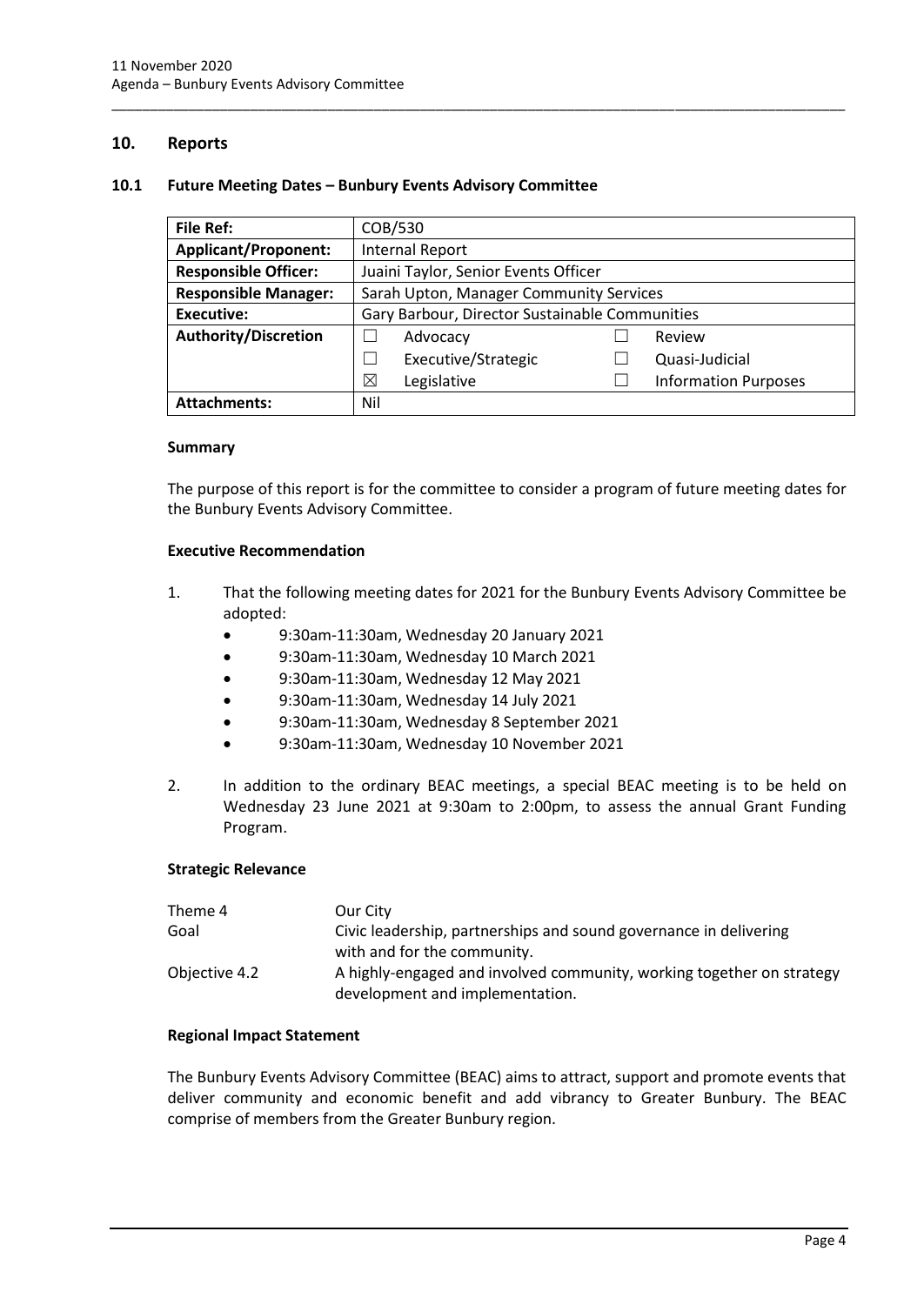## 10. Reports

### 10.1 Future Meeting Dates – Bunbury Events Advisory Committee

| **File Ref:** | COB/530 | | | |
|---|---|---|---|---|
| **Applicant/Proponent:** | Internal Report | | | |
| **Responsible Officer:** | Juaini Taylor, Senior Events Officer | | | |
| **Responsible Manager:** | Sarah Upton, Manager Community Services | | | |
| **Executive:** | Gary Barbour, Director Sustainable Communities | | | |
| **Authority/Discretion** | ☐ | Advocacy | ☐ | Review |
| | ☐ | Executive/Strategic | ☐ | Quasi-Judicial |
| | ☒ | Legislative | ☐ | Information Purposes |
| **Attachments:** | Nil | | | |

#### Summary

The purpose of this report is for the committee to consider a program of future meeting dates for the Bunbury Events Advisory Committee.

#### Executive Recommendation

1. That the following meeting dates for 2021 for the Bunbury Events Advisory Committee be adopted:
   - 9:30am-11:30am, Wednesday 20 January 2021
   - 9:30am-11:30am, Wednesday 10 March 2021
   - 9:30am-11:30am, Wednesday 12 May 2021
   - 9:30am-11:30am, Wednesday 14 July 2021
   - 9:30am-11:30am, Wednesday 8 September 2021
   - 9:30am-11:30am, Wednesday 10 November 2021

2. In addition to the ordinary BEAC meetings, a special BEAC meeting is to be held on Wednesday 23 June 2021 at 9:30am to 2:00pm, to assess the annual Grant Funding Program.

#### Strategic Relevance

| | |
|---|---|
| Theme 4 | Our City |
| Goal | Civic leadership, partnerships and sound governance in delivering with and for the community. |
| Objective 4.2 | A highly-engaged and involved community, working together on strategy development and implementation. |

#### Regional Impact Statement

The Bunbury Events Advisory Committee (BEAC) aims to attract, support and promote events that deliver community and economic benefit and add vibrancy to Greater Bunbury. The BEAC comprise of members from the Greater Bunbury region.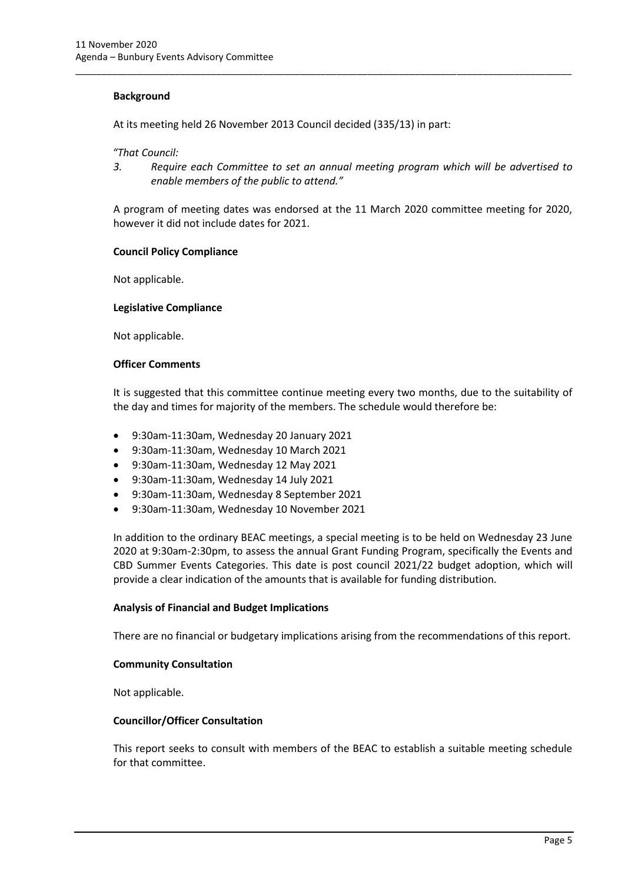**Background**

At its meeting held 26 November 2013 Council decided (335/13) in part:

*"That Council:*

*3. Require each Committee to set an annual meeting program which will be advertised to enable members of the public to attend."*

A program of meeting dates was endorsed at the 11 March 2020 committee meeting for 2020, however it did not include dates for 2021.

**Council Policy Compliance**

Not applicable.

**Legislative Compliance**

Not applicable.

**Officer Comments**

It is suggested that this committee continue meeting every two months, due to the suitability of the day and times for majority of the members. The schedule would therefore be:

- 9:30am-11:30am, Wednesday 20 January 2021
- 9:30am-11:30am, Wednesday 10 March 2021
- 9:30am-11:30am, Wednesday 12 May 2021
- 9:30am-11:30am, Wednesday 14 July 2021
- 9:30am-11:30am, Wednesday 8 September 2021
- 9:30am-11:30am, Wednesday 10 November 2021

In addition to the ordinary BEAC meetings, a special meeting is to be held on Wednesday 23 June 2020 at 9:30am-2:30pm, to assess the annual Grant Funding Program, specifically the Events and CBD Summer Events Categories. This date is post council 2021/22 budget adoption, which will provide a clear indication of the amounts that is available for funding distribution.

**Analysis of Financial and Budget Implications**

There are no financial or budgetary implications arising from the recommendations of this report.

**Community Consultation**

Not applicable.

**Councillor/Officer Consultation**

This report seeks to consult with members of the BEAC to establish a suitable meeting schedule for that committee.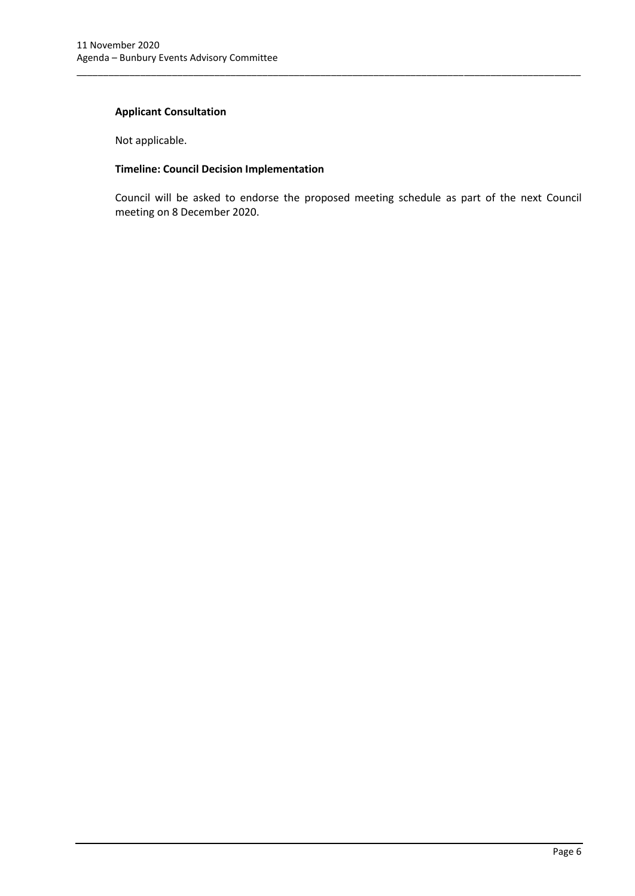**Applicant Consultation**

Not applicable.

**Timeline: Council Decision Implementation**

Council will be asked to endorse the proposed meeting schedule as part of the next Council meeting on 8 December 2020.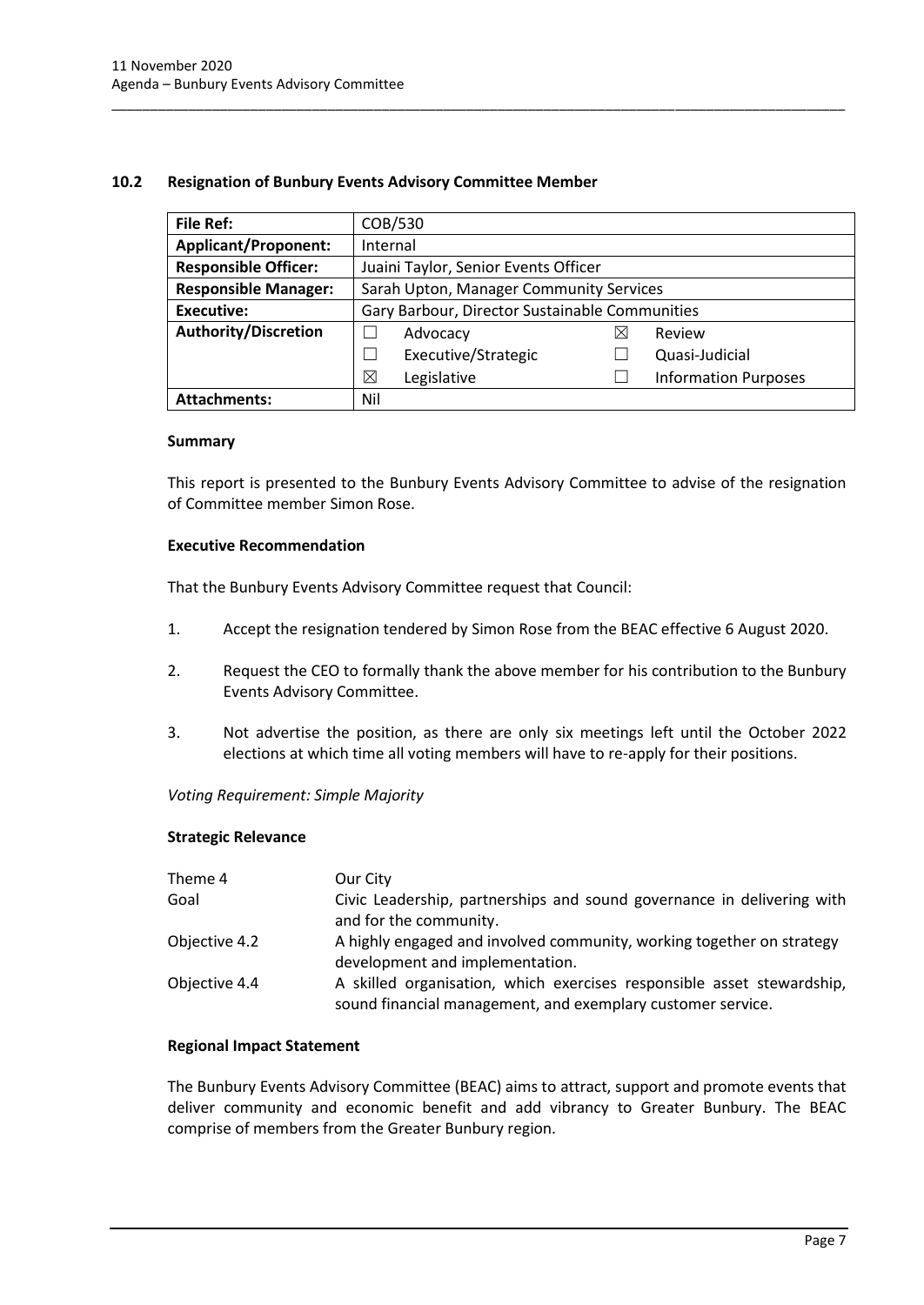## 10.2 Resignation of Bunbury Events Advisory Committee Member

| **File Ref:** | COB/530 | | |
|---|---|---|---|
| **Applicant/Proponent:** | Internal | | |
| **Responsible Officer:** | Juaini Taylor, Senior Events Officer | | |
| **Responsible Manager:** | Sarah Upton, Manager Community Services | | |
| **Executive:** | Gary Barbour, Director Sustainable Communities | | |
| **Authority/Discretion** | ☐ Advocacy | ☒ | Review |
| | ☐ Executive/Strategic | ☐ | Quasi-Judicial |
| | ☒ Legislative | ☐ | Information Purposes |
| **Attachments:** | Nil | | |

### Summary

This report is presented to the Bunbury Events Advisory Committee to advise of the resignation of Committee member Simon Rose.

### Executive Recommendation

That the Bunbury Events Advisory Committee request that Council:

1. Accept the resignation tendered by Simon Rose from the BEAC effective 6 August 2020.

2. Request the CEO to formally thank the above member for his contribution to the Bunbury Events Advisory Committee.

3. Not advertise the position, as there are only six meetings left until the October 2022 elections at which time all voting members will have to re-apply for their positions.

*Voting Requirement: Simple Majority*

### Strategic Relevance

| | |
|---|---|
| Theme 4 | Our City |
| Goal | Civic Leadership, partnerships and sound governance in delivering with and for the community. |
| Objective 4.2 | A highly engaged and involved community, working together on strategy development and implementation. |
| Objective 4.4 | A skilled organisation, which exercises responsible asset stewardship, sound financial management, and exemplary customer service. |

### Regional Impact Statement

The Bunbury Events Advisory Committee (BEAC) aims to attract, support and promote events that deliver community and economic benefit and add vibrancy to Greater Bunbury. The BEAC comprise of members from the Greater Bunbury region.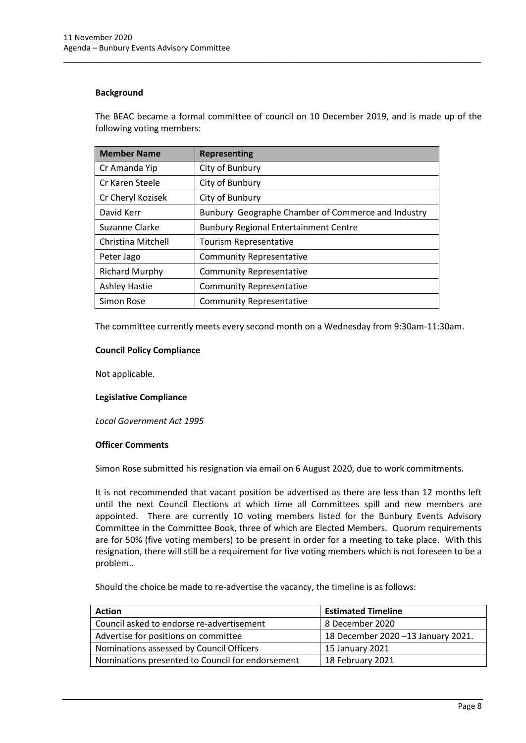**Background**

The BEAC became a formal committee of council on 10 December 2019, and is made up of the following voting members:

| Member Name | Representing |
|---|---|
| Cr Amanda Yip | City of Bunbury |
| Cr Karen Steele | City of Bunbury |
| Cr Cheryl Kozisek | City of Bunbury |
| David Kerr | Bunbury Geographe Chamber of Commerce and Industry |
| Suzanne Clarke | Bunbury Regional Entertainment Centre |
| Christina Mitchell | Tourism Representative |
| Peter Jago | Community Representative |
| Richard Murphy | Community Representative |
| Ashley Hastie | Community Representative |
| Simon Rose | Community Representative |

The committee currently meets every second month on a Wednesday from 9:30am-11:30am.

**Council Policy Compliance**

Not applicable.

**Legislative Compliance**

*Local Government Act 1995*

**Officer Comments**

Simon Rose submitted his resignation via email on 6 August 2020, due to work commitments.

It is not recommended that vacant position be advertised as there are less than 12 months left until the next Council Elections at which time all Committees spill and new members are appointed. There are currently 10 voting members listed for the Bunbury Events Advisory Committee in the Committee Book, three of which are Elected Members. Quorum requirements are for 50% (five voting members) to be present in order for a meeting to take place. With this resignation, there will still be a requirement for five voting members which is not foreseen to be a problem..

Should the choice be made to re-advertise the vacancy, the timeline is as follows:

| Action | Estimated Timeline |
|---|---|
| Council asked to endorse re-advertisement | 8 December 2020 |
| Advertise for positions on committee | 18 December 2020 –13 January 2021. |
| Nominations assessed by Council Officers | 15 January 2021 |
| Nominations presented to Council for endorsement | 18 February 2021 |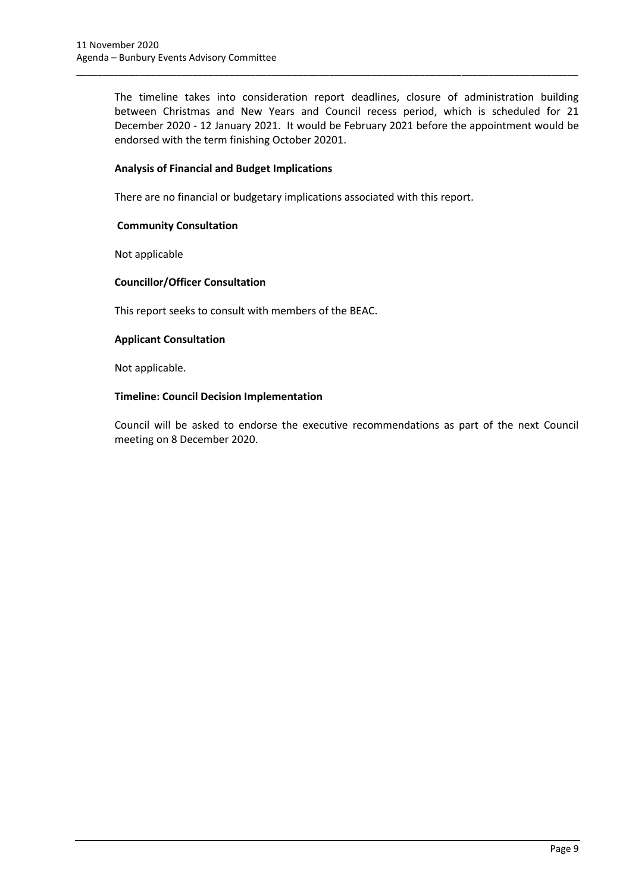The timeline takes into consideration report deadlines, closure of administration building between Christmas and New Years and Council recess period, which is scheduled for 21 December 2020 - 12 January 2021. It would be February 2021 before the appointment would be endorsed with the term finishing October 20201.

**Analysis of Financial and Budget Implications**

There are no financial or budgetary implications associated with this report.

**Community Consultation**

Not applicable

**Councillor/Officer Consultation**

This report seeks to consult with members of the BEAC.

**Applicant Consultation**

Not applicable.

**Timeline: Council Decision Implementation**

Council will be asked to endorse the executive recommendations as part of the next Council meeting on 8 December 2020.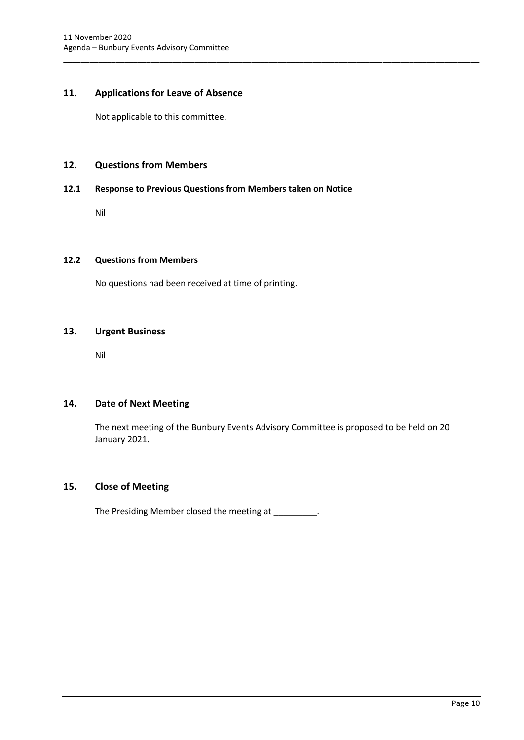## 11. Applications for Leave of Absence

Not applicable to this committee.

## 12. Questions from Members

### 12.1 Response to Previous Questions from Members taken on Notice

Nil

### 12.2 Questions from Members

No questions had been received at time of printing.

## 13. Urgent Business

Nil

## 14. Date of Next Meeting

The next meeting of the Bunbury Events Advisory Committee is proposed to be held on 20 January 2021.

## 15. Close of Meeting

The Presiding Member closed the meeting at _________.